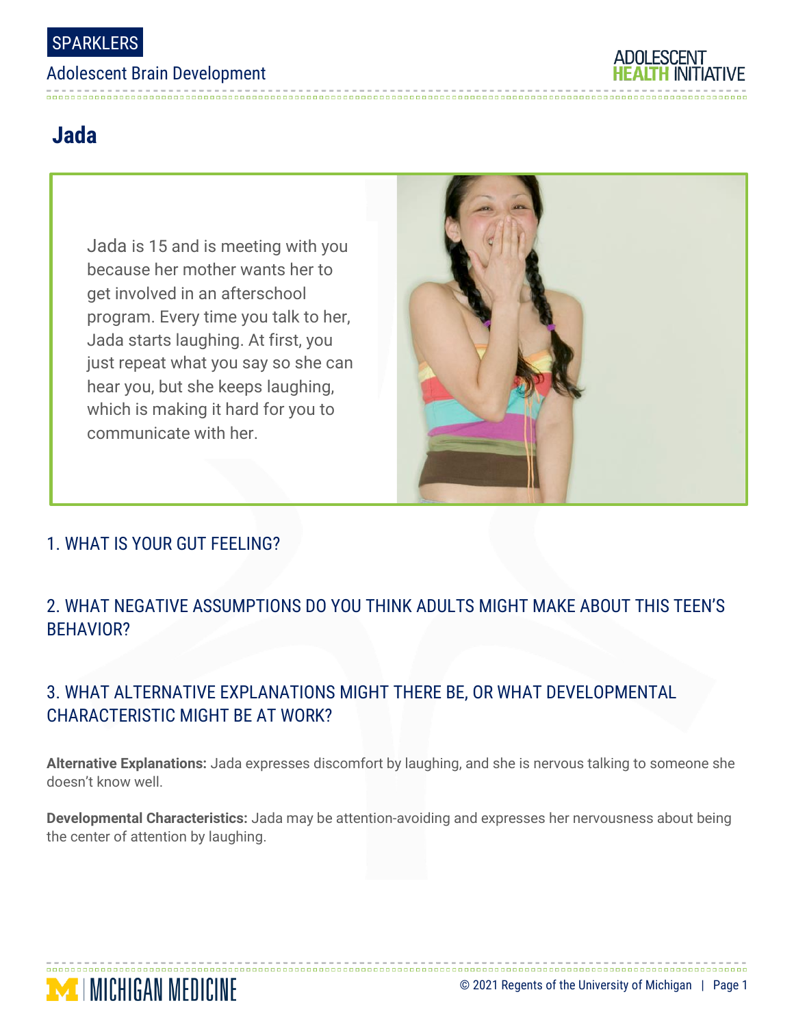SPARKLERS

Adolescent Brain Development

# Jada

Jada is 15 and is meeting with you because her mother wants her to get involved in an afterschool program. Every time you talk to her, Jada starts laughing. At first, you just repeat what you say so she can hear you, but she keeps laughing, which is making it hard for you to communicate with her.

## 1. WHAT IS YOUR GUT FEELING?

## 2. WHAT NEGATIVE ASSUMPTIONS DO YOU THINK ADULTS MIGHT MAKE ABOUT THIS TEEN'S BEHAVIOR?

## 3. WHAT ALTERNATIVE EXPLANATIONS MIGHT THERE BE, OR WHAT DEVELOPMENTAL CHARACTERISTIC MIGHT BE AT WORK?

**Alternative Explanations:** Jada expresses discomfort by laughing, and she is nervous talking to someone she doesn't know well.

**Developmental Characteristics:** Jada may be attention-avoiding and expresses her nervousness about being the center of attention by laughing.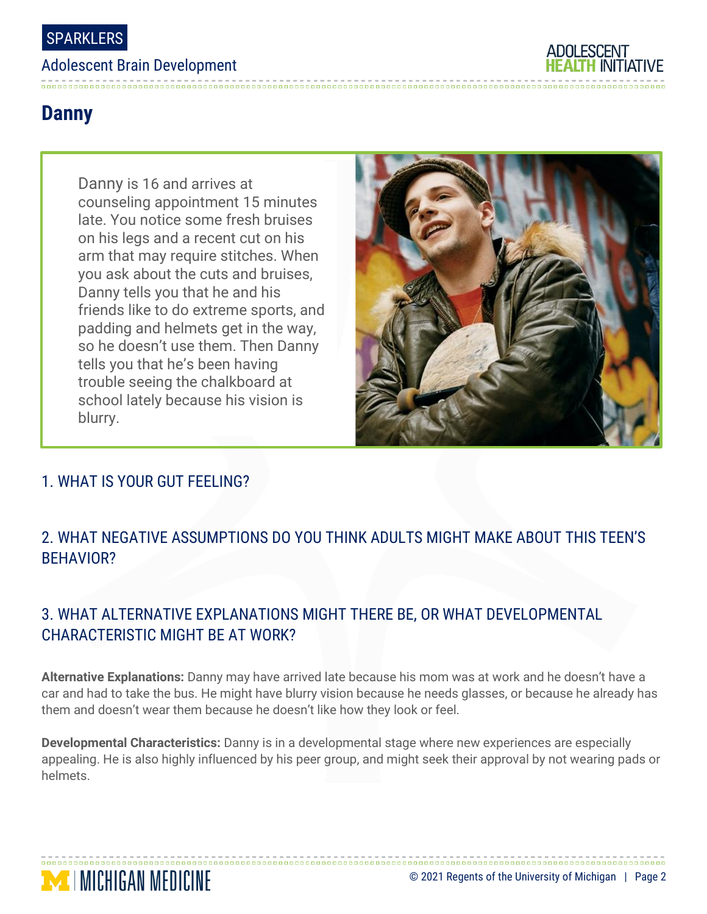SPARKLERS

Adolescent Brain Development

# Danny

Danny is 16 and arrives at counseling appointment 15 minutes late. You notice some fresh bruises on his legs and a recent cut on his arm that may require stitches. When you ask about the cuts and bruises, Danny tells you that he and his friends like to do extreme sports, and padding and helmets get in the way, so he doesn't use them. Then Danny tells you that he's been having trouble seeing the chalkboard at school lately because his vision is blurry.

## 1. WHAT IS YOUR GUT FEELING?

## 2. WHAT NEGATIVE ASSUMPTIONS DO YOU THINK ADULTS MIGHT MAKE ABOUT THIS TEEN'S BEHAVIOR?

## 3. WHAT ALTERNATIVE EXPLANATIONS MIGHT THERE BE, OR WHAT DEVELOPMENTAL CHARACTERISTIC MIGHT BE AT WORK?

**Alternative Explanations:** Danny may have arrived late because his mom was at work and he doesn't have a car and had to take the bus. He might have blurry vision because he needs glasses, or because he already has them and doesn't wear them because he doesn't like how they look or feel.

**Developmental Characteristics:** Danny is in a developmental stage where new experiences are especially appealing. He is also highly influenced by his peer group, and might seek their approval by not wearing pads or helmets.